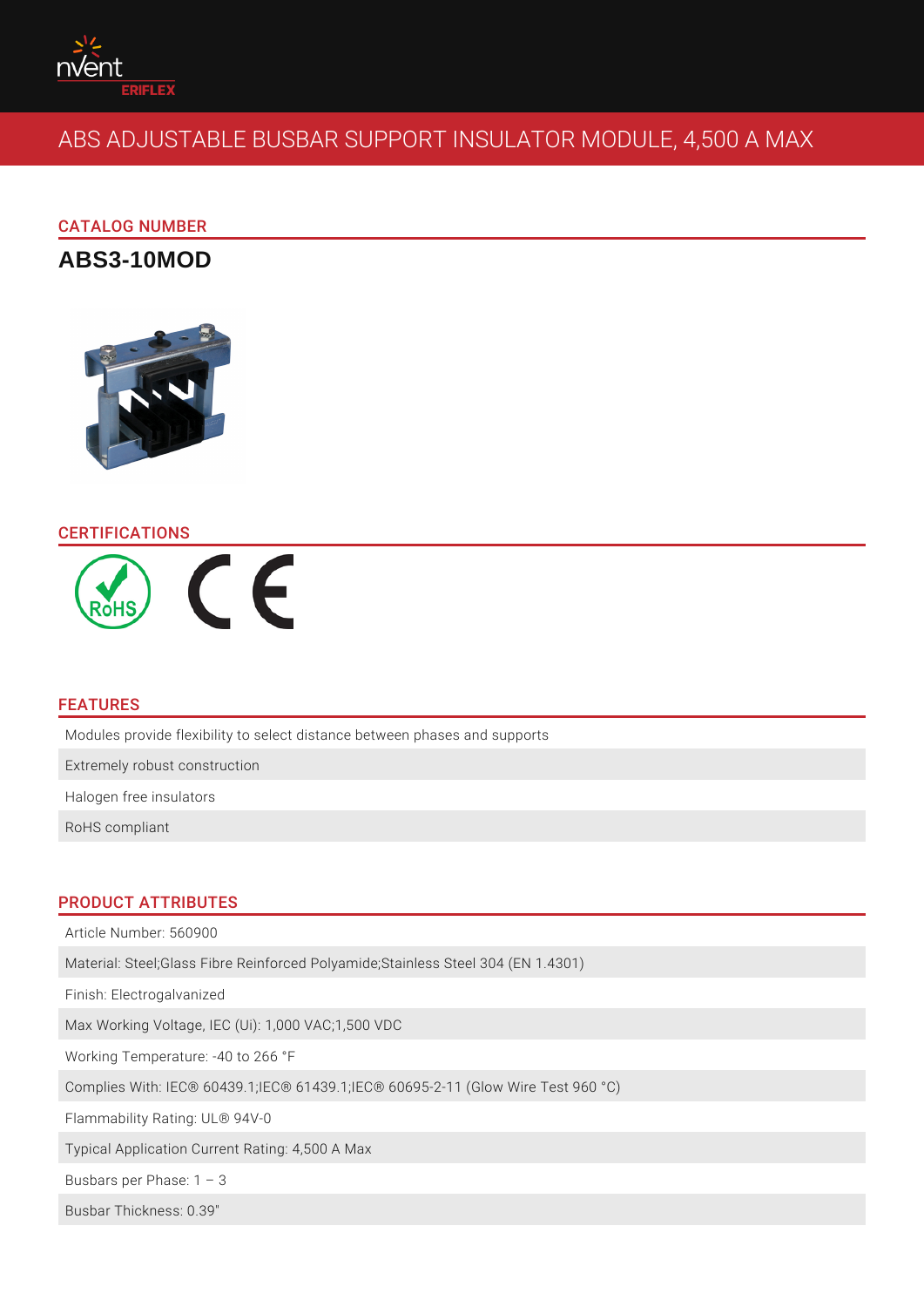# ABS ADJUSTABLE BUSBAR SUPPORT INSULATOR MODULE, 4,500 A MAX

## CATALOG NUMBER

**ABS3-10MOD**

## CERTIFICATIONS

## FEATURES

- Modules provide flexibility to select distance between phases and supports
- Extremely robust construction
- Halogen free insulators
- RoHS compliant

## PRODUCT ATTRIBUTES

- Article Number: 560900
- Material: Steel;Glass Fibre Reinforced Polyamide;Stainless Steel 304 (EN 1.4301)
- Finish: Electrogalvanized
- Max Working Voltage, IEC (Ui): 1,000 VAC;1,500 VDC
- Working Temperature: -40 to 266 °F
- Complies With: IEC® 60439.1;IEC® 61439.1;IEC® 60695-2-11 (Glow Wire Test 960 °C)
- Flammability Rating: UL® 94V-0
- Typical Application Current Rating: 4,500 A Max
- Busbars per Phase: 1 – 3
- Busbar Thickness: 0.39"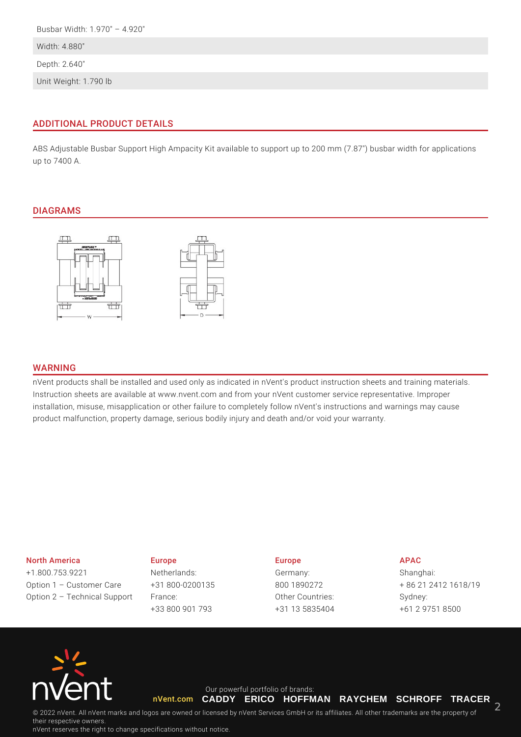| | |
|---|---|
| Busbar Width: 1.970" – 4.920" | |
| Width: 4.880" | |
| Depth: 2.640" | |
| Unit Weight: 1.790 lb | |

## ADDITIONAL PRODUCT DETAILS

ABS Adjustable Busbar Support High Ampacity Kit available to support up to 200 mm (7.87") busbar width for applications up to 7400 A.

## DIAGRAMS

W

D

## WARNING

nVent products shall be installed and used only as indicated in nVent's product instruction sheets and training materials. Instruction sheets are available at www.nvent.com and from your nVent customer service representative. Improper installation, misuse, misapplication or other failure to completely follow nVent's instructions and warnings may cause product malfunction, property damage, serious bodily injury and death and/or void your warranty.

**North America**
+1.800.753.9221
Option 1 – Customer Care
Option 2 – Technical Support

**Europe**
Netherlands:
+31 800-0200135
France:
+33 800 901 793

**Europe**
Germany:
800 1890272
Other Countries:
+31 13 5835404

**APAC**
Shanghai:
+ 86 21 2412 1618/19
Sydney:
+61 2 9751 8500

Our powerful portfolio of brands:
nVent.com CADDY ERICO HOFFMAN RAYCHEM SCHROFF TRACER

© 2022 nVent. All nVent marks and logos are owned or licensed by nVent Services GmbH or its affiliates. All other trademarks are the property of their respective owners.
nVent reserves the right to change specifications without notice.